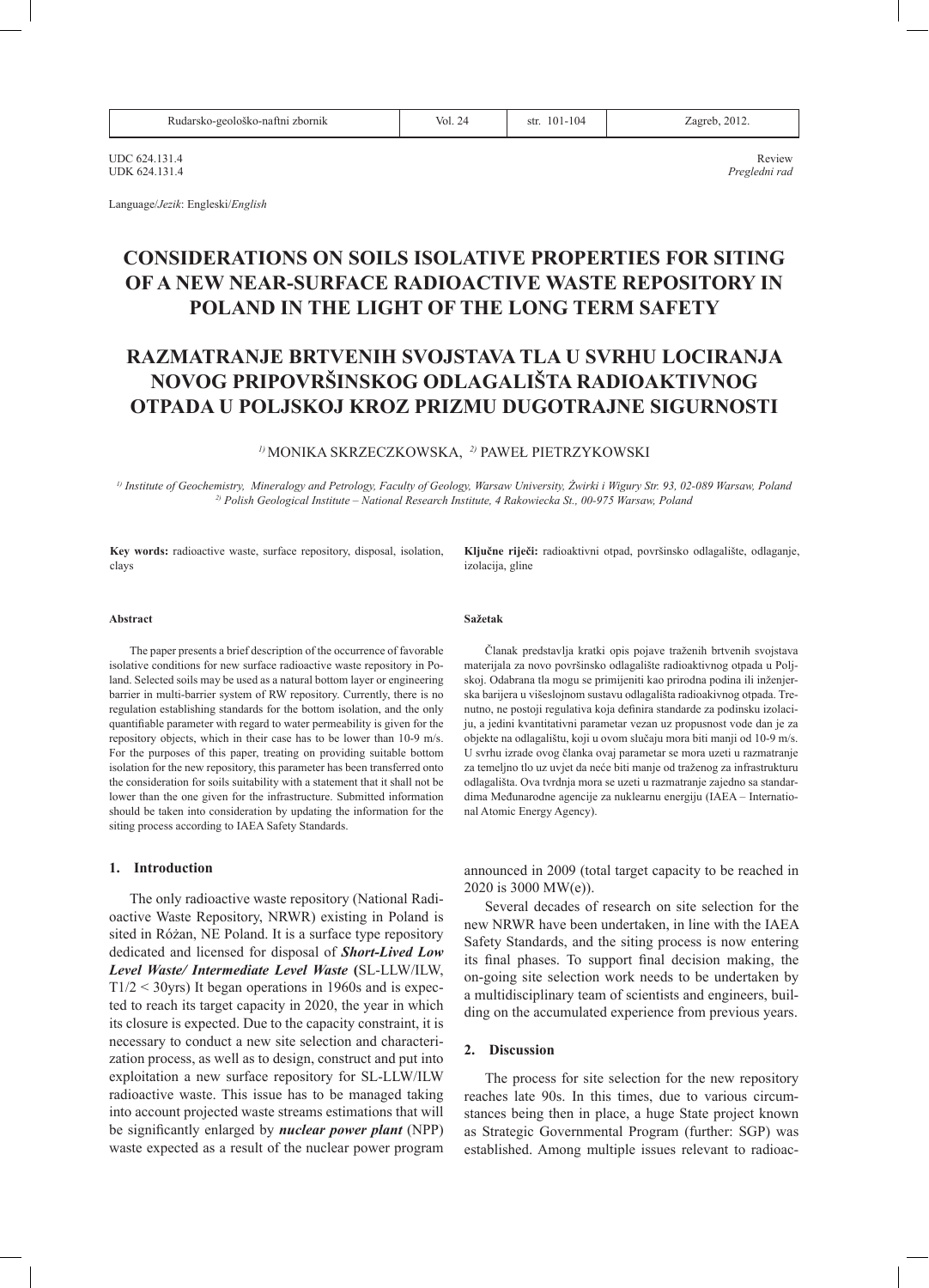UDC 624.131.4
UDK 624.131.4

Review
*Pregledni rad*

Language/*Jezik*: Engleski/*English*

# CONSIDERATIONS ON SOILS ISOLATIVE PROPERTIES FOR SITING OF A NEW NEAR-SURFACE RADIOACTIVE WASTE REPOSITORY IN POLAND IN THE LIGHT OF THE LONG TERM SAFETY

# RAZMATRANJE BRTVENIH SVOJSTAVA TLA U SVRHU LOCIRANJA NOVOG PRIPOVRŠINSKOG ODLAGALIŠTA RADIOAKTIVNOG OTPADA U POLJSKOJ KROZ PRIZMU DUGOTRAJNE SIGURNOSTI

[1)] MONIKA SKRZECZKOWSKA, [2)] PAWEŁ PIETRZYKOWSKI

*[1)] Institute of Geochemistry, Mineralogy and Petrology, Faculty of Geology, Warsaw University, Żwirki i Wigury Str. 93, 02-089 Warsaw, Poland*
*[2)] Polish Geological Institute – National Research Institute, 4 Rakowiecka St., 00-975 Warsaw, Poland*

**Key words:** radioactive waste, surface repository, disposal, isolation, clays

**Ključne riječi:** radioaktivni otpad, površinsko odlagalište, odlaganje, izolacija, gline

**Abstract**

The paper presents a brief description of the occurrence of favorable isolative conditions for new surface radioactive waste repository in Poland. Selected soils may be used as a natural bottom layer or engineering barrier in multi-barrier system of RW repository. Currently, there is no regulation establishing standards for the bottom isolation, and the only quantifiable parameter with regard to water permeability is given for the repository objects, which in their case has to be lower than 10-9 m/s. For the purposes of this paper, treating on providing suitable bottom isolation for the new repository, this parameter has been transferred onto the consideration for soils suitability with a statement that it shall not be lower than the one given for the infrastructure. Submitted information should be taken into consideration by updating the information for the siting process according to IAEA Safety Standards.

**Sažetak**

Članak predstavlja kratki opis pojave traženih brtvenih svojstava materijala za novo površinsko odlagalište radioaktivnog otpada u Poljskoj. Odabrana tla mogu se primijeniti kao prirodna podina ili inženjerska barijera u višeslojnom sustavu odlagališta radioakivnog otpada. Trenutno, ne postoji regulativa koja definira standarde za podinsku izolaciju, a jedini kvantitativni parametar vezan uz propusnost vode dan je za objekte na odlagalištu, koji u ovom slučaju mora biti manji od 10-9 m/s. U svrhu izrade ovog članka ovaj parametar se mora uzeti u razmatranje za temeljno tlo uz uvjet da neće biti manje od traženog za infrastrukturu odlagališta. Ova tvrdnja mora se uzeti u razmatranje zajedno sa standardima Međunarodne agencije za nuklearnu energiju (IAEA – International Atomic Energy Agency).

## 1. Introduction

The only radioactive waste repository (National Radioactive Waste Repository, NRWR) existing in Poland is sited in Różan, NE Poland. It is a surface type repository dedicated and licensed for disposal of ***Short-Lived Low Level Waste/ Intermediate Level Waste*** **(**SL-LLW/ILW, $T1/2 < 30$yrs) It began operations in 1960s and is expected to reach its target capacity in 2020, the year in which its closure is expected. Due to the capacity constraint, it is necessary to conduct a new site selection and characterization process, as well as to design, construct and put into exploitation a new surface repository for SL-LLW/ILW radioactive waste. This issue has to be managed taking into account projected waste streams estimations that will be significantly enlarged by ***nuclear power plant*** (NPP) waste expected as a result of the nuclear power program announced in 2009 (total target capacity to be reached in 2020 is 3000 MW(e)).

Several decades of research on site selection for the new NRWR have been undertaken, in line with the IAEA Safety Standards, and the siting process is now entering its final phases. To support final decision making, the on-going site selection work needs to be undertaken by a multidisciplinary team of scientists and engineers, building on the accumulated experience from previous years.

## 2. Discussion

The process for site selection for the new repository reaches late 90s. In this times, due to various circumstances being then in place, a huge State project known as Strategic Governmental Program (further: SGP) was established. Among multiple issues relevant to radioac-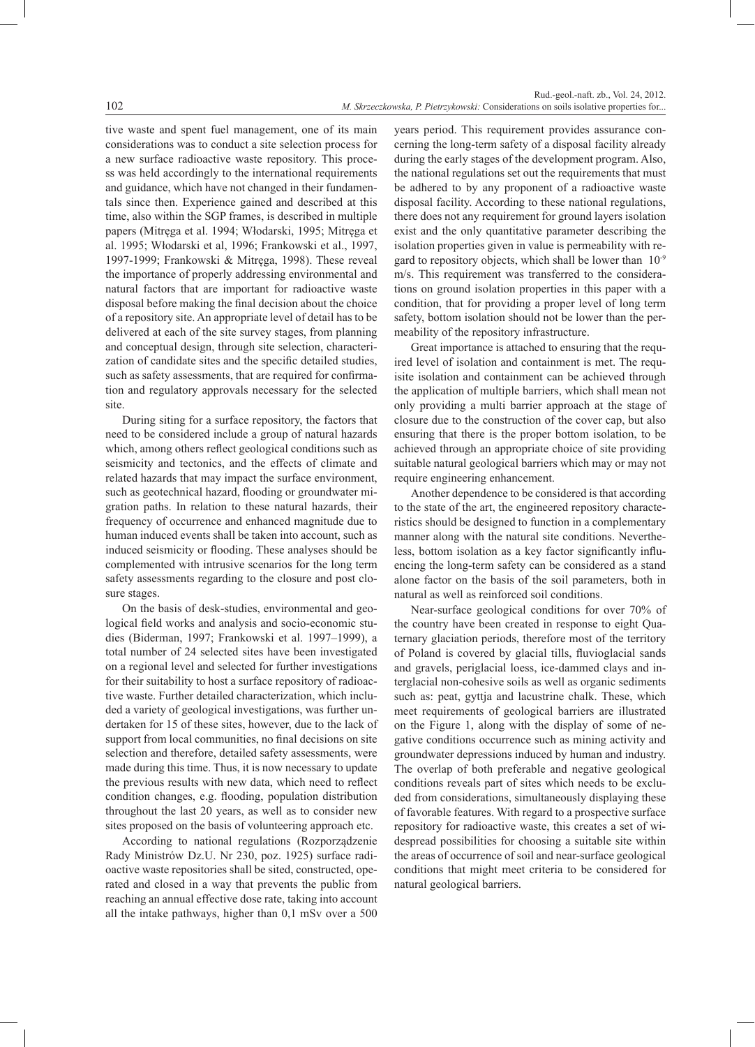tive waste and spent fuel management, one of its main considerations was to conduct a site selection process for a new surface radioactive waste repository. This process was held accordingly to the international requirements and guidance, which have not changed in their fundamentals since then. Experience gained and described at this time, also within the SGP frames, is described in multiple papers (Mitręga et al. 1994; Włodarski, 1995; Mitręga et al. 1995; Włodarski et al, 1996; Frankowski et al., 1997, 1997-1999; Frankowski & Mitręga, 1998). These reveal the importance of properly addressing environmental and natural factors that are important for radioactive waste disposal before making the final decision about the choice of a repository site. An appropriate level of detail has to be delivered at each of the site survey stages, from planning and conceptual design, through site selection, characterization of candidate sites and the specific detailed studies, such as safety assessments, that are required for confirmation and regulatory approvals necessary for the selected site.

During siting for a surface repository, the factors that need to be considered include a group of natural hazards which, among others reflect geological conditions such as seismicity and tectonics, and the effects of climate and related hazards that may impact the surface environment, such as geotechnical hazard, flooding or groundwater migration paths. In relation to these natural hazards, their frequency of occurrence and enhanced magnitude due to human induced events shall be taken into account, such as induced seismicity or flooding. These analyses should be complemented with intrusive scenarios for the long term safety assessments regarding to the closure and post closure stages.

On the basis of desk-studies, environmental and geological field works and analysis and socio-economic studies (Biderman, 1997; Frankowski et al. 1997–1999), a total number of 24 selected sites have been investigated on a regional level and selected for further investigations for their suitability to host a surface repository of radioactive waste. Further detailed characterization, which included a variety of geological investigations, was further undertaken for 15 of these sites, however, due to the lack of support from local communities, no final decisions on site selection and therefore, detailed safety assessments, were made during this time. Thus, it is now necessary to update the previous results with new data, which need to reflect condition changes, e.g. flooding, population distribution throughout the last 20 years, as well as to consider new sites proposed on the basis of volunteering approach etc.

According to national regulations (Rozporządzenie Rady Ministrów Dz.U. Nr 230, poz. 1925) surface radioactive waste repositories shall be sited, constructed, operated and closed in a way that prevents the public from reaching an annual effective dose rate, taking into account all the intake pathways, higher than 0,1 mSv over a 500 years period. This requirement provides assurance concerning the long-term safety of a disposal facility already during the early stages of the development program. Also, the national regulations set out the requirements that must be adhered to by any proponent of a radioactive waste disposal facility. According to these national regulations, there does not any requirement for ground layers isolation exist and the only quantitative parameter describing the isolation properties given in value is permeability with regard to repository objects, which shall be lower than $10^{-9}$ m/s. This requirement was transferred to the considerations on ground isolation properties in this paper with a condition, that for providing a proper level of long term safety, bottom isolation should not be lower than the permeability of the repository infrastructure.

Great importance is attached to ensuring that the required level of isolation and containment is met. The requisite isolation and containment can be achieved through the application of multiple barriers, which shall mean not only providing a multi barrier approach at the stage of closure due to the construction of the cover cap, but also ensuring that there is the proper bottom isolation, to be achieved through an appropriate choice of site providing suitable natural geological barriers which may or may not require engineering enhancement.

Another dependence to be considered is that according to the state of the art, the engineered repository characteristics should be designed to function in a complementary manner along with the natural site conditions. Nevertheless, bottom isolation as a key factor significantly influencing the long-term safety can be considered as a stand alone factor on the basis of the soil parameters, both in natural as well as reinforced soil conditions.

Near-surface geological conditions for over 70% of the country have been created in response to eight Quaternary glaciation periods, therefore most of the territory of Poland is covered by glacial tills, fluvioglacial sands and gravels, periglacial loess, ice-dammed clays and interglacial non-cohesive soils as well as organic sediments such as: peat, gyttja and lacustrine chalk. These, which meet requirements of geological barriers are illustrated on the Figure 1, along with the display of some of negative conditions occurrence such as mining activity and groundwater depressions induced by human and industry. The overlap of both preferable and negative geological conditions reveals part of sites which needs to be excluded from considerations, simultaneously displaying these of favorable features. With regard to a prospective surface repository for radioactive waste, this creates a set of widespread possibilities for choosing a suitable site within the areas of occurrence of soil and near-surface geological conditions that might meet criteria to be considered for natural geological barriers.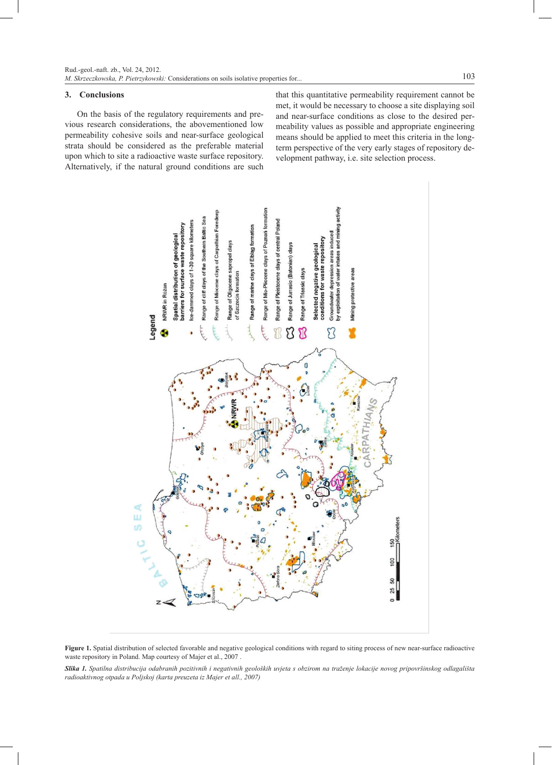## 3. Conclusions

On the basis of the regulatory requirements and previous research considerations, the abovementioned low permeability cohesive soils and near-surface geological strata should be considered as the preferable material upon which to site a radioactive waste surface repository. Alternatively, if the natural ground conditions are such that this quantitative permeability requirement cannot be met, it would be necessary to choose a site displaying soil and near-surface conditions as close to the desired permeability values as possible and appropriate engineering means should be applied to meet this criteria in the long-term perspective of the very early stages of repository development pathway, i.e. site selection process.

**Figure 1.** Spatial distribution of selected favorable and negative geological conditions with regard to siting process of new near-surface radioactive waste repository in Poland. Map courtesy of Majer et al., 2007 .

***Slika 1.*** *Spatilna distribucija odabranih pozitivnih i negativnih geoloških uvjeta s obzirom na traženje lokacije novog pripovršinskog odlagališta radioaktivnog otpada u Poljskoj (karta preuzeta iz Majer et all., 2007)*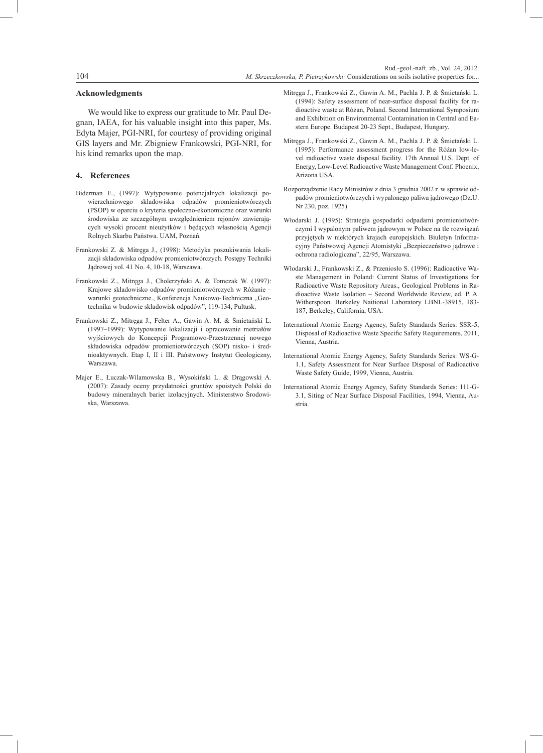## Acknowledgments

We would like to express our gratitude to Mr. Paul Degnan, IAEA, for his valuable insight into this paper, Ms. Edyta Majer, PGI-NRI, for courtesy of providing original GIS layers and Mr. Zbigniew Frankowski, PGI-NRI, for his kind remarks upon the map.

## 4. References

Biderman E., (1997): Wytypowanie potencjalnych lokalizacji powierzchniowego składowiska odpadów promieniotwórczych (PSOP) w oparciu o kryteria społeczno-ekonomiczne oraz warunki środowiska ze szczególnym uwzględnieniem rejonów zawierających wysoki procent nieużytków i będących własnością Agencji Rolnych Skarbu Państwa. UAM, Poznań.

Frankowski Z. & Mitręga J., (1998): Metodyka poszukiwania lokalizacji składowiska odpadów promieniotwórczych. Postępy Techniki Jądrowej vol. 41 No. 4, 10-18, Warszawa.

Frankowski Z., Mitręga J., Cholerzyński A. & Tomczak W. (1997): Krajowe składowisko odpadów promieniotwórczych w Różanie – warunki geotechniczne., Konferencja Naukowo-Techniczna „Geotechnika w budowie składowisk odpadów", 119-134, Pułtusk.

Frankowski Z., Mitręga J., Felter A., Gawin A. M. & Śmietański L. (1997–1999): Wytypowanie lokalizacji i opracowanie metriałów wyjściowych do Koncepcji Programowo-Przestrzennej nowego składowiska odpadów promieniotwórczych (SOP) nisko- i średnioaktywnych. Etap I, II i III. Państwowy Instytut Geologiczny, Warszawa.

Majer E., Łuczak-Wilamowska B., Wysokiński L. & Drągowski A. (2007): Zasady oceny przydatności gruntów spoistych Polski do budowy mineralnych barier izolacyjnych. Ministerstwo Środowiska, Warszawa.

Mitręga J., Frankowski Z., Gawin A. M., Pachla J. P. & Śmietański L. (1994): Safety assessment of near-surface disposal facility for radioactive waste at Różan, Poland. Second International Symposium and Exhibition on Environmental Contamination in Central and Eastern Europe. Budapest 20-23 Sept., Budapest, Hungary.

Mitręga J., Frankowski Z., Gawin A. M., Pachla J. P. & Śmietański L. (1995): Performance assessment progress for the Różan low-level radioactive waste disposal facility. 17th Annual U.S. Dept. of Energy, Low-Level Radioactive Waste Management Conf. Phoenix, Arizona USA.

Rozporządzenie Rady Ministrów z dnia 3 grudnia 2002 r. w sprawie odpadów promieniotwórczych i wypalonego paliwa jądrowego (Dz.U. Nr 230, poz. 1925)

Włodarski J. (1995): Strategia gospodarki odpadami promieniotwórczymi I wypalonym paliwem jądrowym w Polsce na tle rozwiązań przyjętych w niektórych krajach europejskich. Biuletyn Informacyjny Państwowej Agencji Atomistyki „Bezpieczeństwo jądrowe i ochrona radiologiczna", 22/95, Warszawa.

Włodarski J., Frankowski Z., & Przeniosło S. (1996): Radioactive Waste Management in Poland: Current Status of Investigations for Radioactive Waste Repository Areas., Geological Problems in Radioactive Waste Isolation – Second Worldwide Review, ed. P. A. Witherspoon. Berkeley Naitional Laboratory LBNL-38915, 183-187, Berkeley, California, USA.

International Atomic Energy Agency, Safety Standards Series: SSR-5, Disposal of Radioactive Waste Specific Safety Requirements, 2011, Vienna, Austria.

International Atomic Energy Agency, Safety Standards Series: WS-G-1.1, Safety Assessment for Near Surface Disposal of Radioactive Waste Safety Guide, 1999, Vienna, Austria.

International Atomic Energy Agency, Safety Standards Series: 111-G-3.1, Siting of Near Surface Disposal Facilities, 1994, Vienna, Austria.